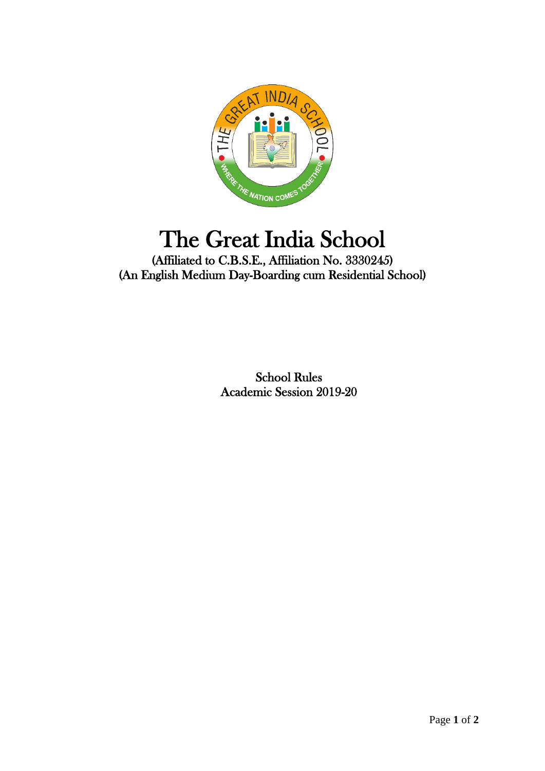# The Great India School

(Affiliated to C.B.S.E., Affiliation No. 3330245)
(An English Medium Day-Boarding cum Residential School)

School Rules
Academic Session 2019-20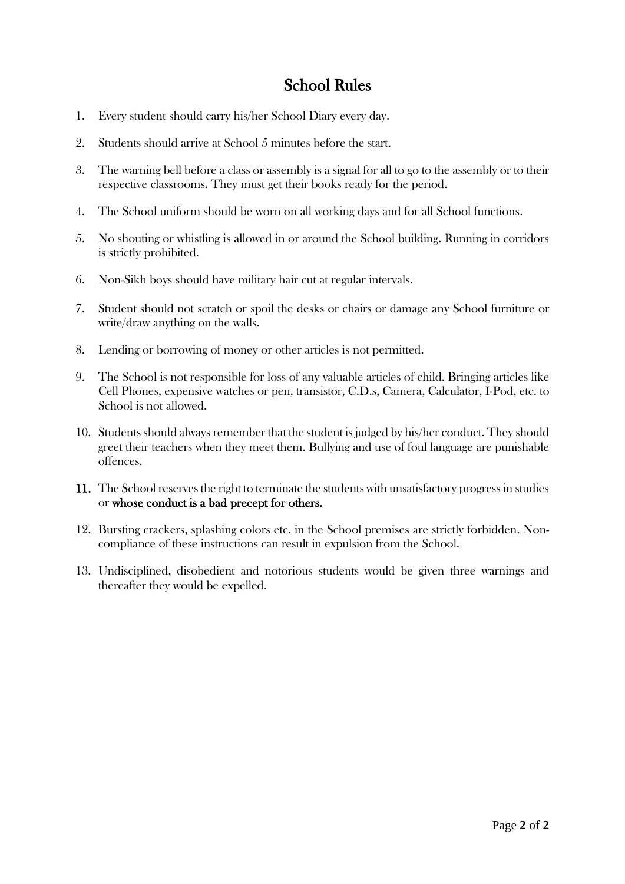# School Rules

1. Every student should carry his/her School Diary every day.
2. Students should arrive at School 5 minutes before the start.
3. The warning bell before a class or assembly is a signal for all to go to the assembly or to their respective classrooms. They must get their books ready for the period.
4. The School uniform should be worn on all working days and for all School functions.
5. No shouting or whistling is allowed in or around the School building. Running in corridors is strictly prohibited.
6. Non-Sikh boys should have military hair cut at regular intervals.
7. Student should not scratch or spoil the desks or chairs or damage any School furniture or write/draw anything on the walls.
8. Lending or borrowing of money or other articles is not permitted.
9. The School is not responsible for loss of any valuable articles of child. Bringing articles like Cell Phones, expensive watches or pen, transistor, C.D.s, Camera, Calculator, I-Pod, etc. to School is not allowed.
10. Students should always remember that the student is judged by his/her conduct. They should greet their teachers when they meet them. Bullying and use of foul language are punishable offences.
11. The School reserves the right to terminate the students with unsatisfactory progress in studies or **whose conduct is a bad precept for others.**
12. Bursting crackers, splashing colors etc. in the School premises are strictly forbidden. Non-compliance of these instructions can result in expulsion from the School.
13. Undisciplined, disobedient and notorious students would be given three warnings and thereafter they would be expelled.